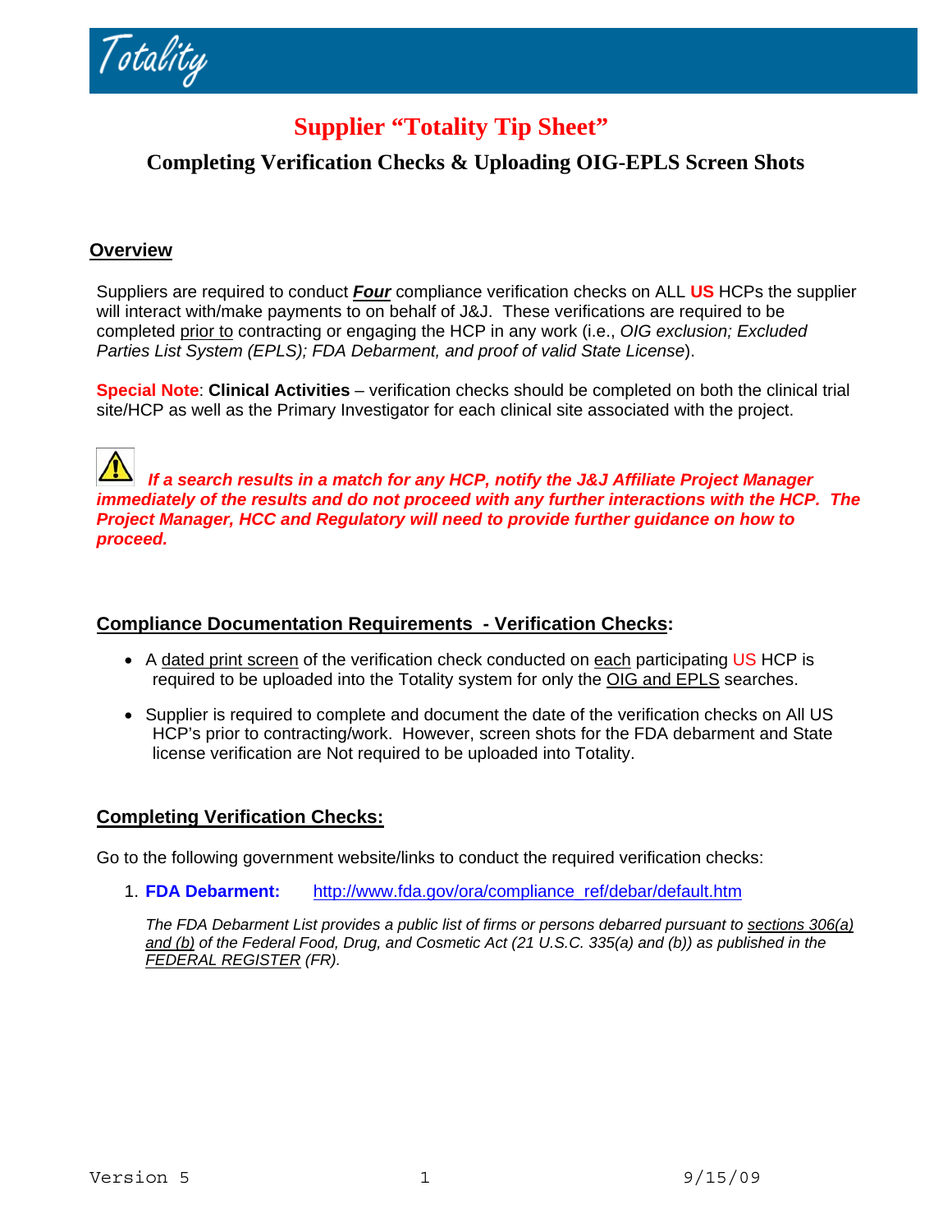Totality

# Supplier "Totality Tip Sheet"

## Completing Verification Checks & Uploading OIG-EPLS Screen Shots

### Overview

Suppliers are required to conduct ***Four*** compliance verification checks on ALL **US** HCPs the supplier will interact with/make payments to on behalf of J&J. These verifications are required to be completed prior to contracting or engaging the HCP in any work (i.e., *OIG exclusion; Excluded Parties List System (EPLS); FDA Debarment, and proof of valid State License*).

**Special Note**: **Clinical Activities** – verification checks should be completed on both the clinical trial site/HCP as well as the Primary Investigator for each clinical site associated with the project.

⚠ ***If a search results in a match for any HCP, notify the J&J Affiliate Project Manager immediately of the results and do not proceed with any further interactions with the HCP. The Project Manager, HCC and Regulatory will need to provide further guidance on how to proceed.***

### Compliance Documentation Requirements - Verification Checks:

- A dated print screen of the verification check conducted on each participating US HCP is required to be uploaded into the Totality system for only the OIG and EPLS searches.
- Supplier is required to complete and document the date of the verification checks on All US HCP's prior to contracting/work. However, screen shots for the FDA debarment and State license verification are Not required to be uploaded into Totality.

### Completing Verification Checks:

Go to the following government website/links to conduct the required verification checks:

1. **FDA Debarment:** http://www.fda.gov/ora/compliance_ref/debar/default.htm

   *The FDA Debarment List provides a public list of firms or persons debarred pursuant to sections 306(a) and (b) of the Federal Food, Drug, and Cosmetic Act (21 U.S.C. 335(a) and (b)) as published in the FEDERAL REGISTER (FR).*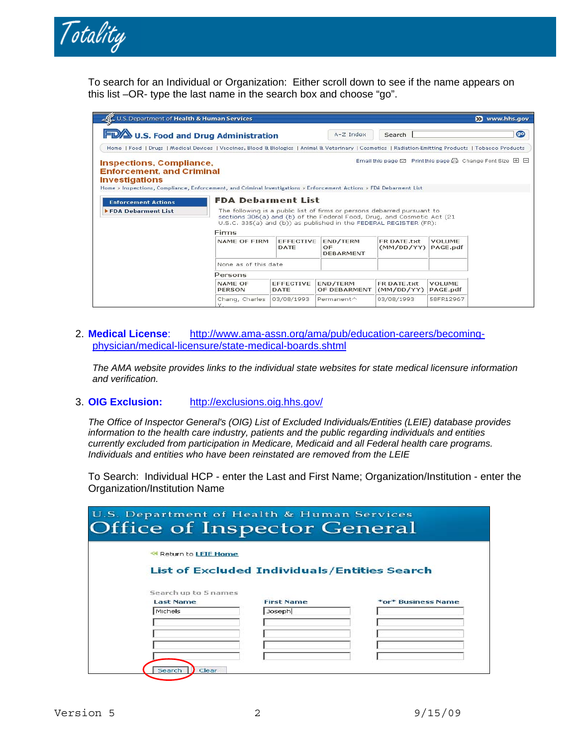To search for an Individual or Organization: Either scroll down to see if the name appears on this list –OR- type the last name in the search box and choose "go".

U.S. Department of Health & Human Services www.hhs.gov

**U.S. Food and Drug Administration** A-Z Index Search go

Home | Food | Drugs | Medical Devices | Vaccines, Blood & Biologics | Animal & Veterinary | Cosmetics | Radiation-Emitting Products | Tobacco Products

**Inspections, Compliance, Enforcement, and Criminal Investigations**

Email this page Print this page Change Font Size

Home > Inspections, Compliance, Enforcement, and Criminal Investigations > Enforcement Actions > FDA Debarment List

Enforcement Actions
FDA Debarment List

**FDA Debarment List**

The following is a public list of firms or persons debarred pursuant to sections 306(a) and (b) of the Federal Food, Drug, and Cosmetic Act (21 U.S.C. 335(a) and (b)) as published in the FEDERAL REGISTER (FR):

Firms

| NAME OF FIRM | EFFECTIVE DATE | END/TERM OF DEBARMENT | FR DATE.txt (MM/DD/YY) | VOLUME PAGE.pdf |
|---|---|---|---|---|
| None as of this date | | | | |

Persons

| NAME OF PERSON | EFFECTIVE DATE | END/TERM OF DEBARMENT | FR DATE.txt (MM/DD/YY) | VOLUME PAGE.pdf |
|---|---|---|---|---|
| Chang, Charles Y. | 03/08/1993 | Permanent^ | 03/08/1993 | 58FR12967 |

2. **Medical License**: http://www.ama-assn.org/ama/pub/education-careers/becoming-physician/medical-licensure/state-medical-boards.shtml

   *The AMA website provides links to the individual state websites for state medical licensure information and verification.*

3. **OIG Exclusion:** http://exclusions.oig.hhs.gov/

   *The Office of Inspector General's (OIG) List of Excluded Individuals/Entities (LEIE) database provides information to the health care industry, patients and the public regarding individuals and entities currently excluded from participation in Medicare, Medicaid and all Federal health care programs. Individuals and entities who have been reinstated are removed from the LEIE*

   To Search: Individual HCP - enter the Last and First Name; Organization/Institution - enter the Organization/Institution Name

U.S. Department of Health & Human Services
Office of Inspector General

Return to LEIE Home

**List of Excluded Individuals/Entities Search**

Search up to 5 names

| Last Name | First Name | *or* Business Name |
|---|---|---|
| Michels | Joseph | |
| | | |
| | | |
| | | |
| | | |

Search Clear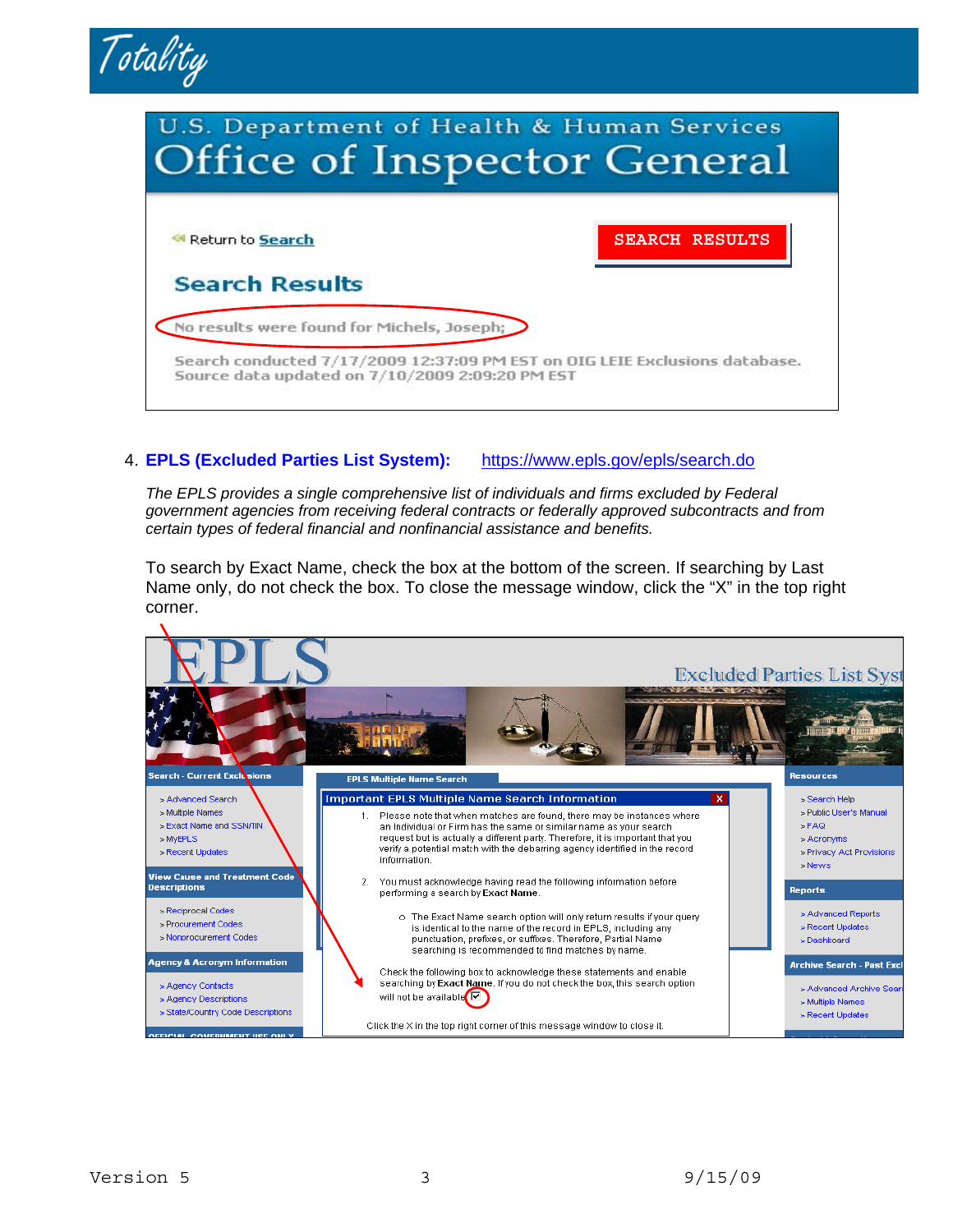U.S. Department of Health & Human Services
Office of Inspector General

Return to Search

SEARCH RESULTS

Search Results

No results were found for Michels, Joseph;

Search conducted 7/17/2009 12:37:09 PM EST on OIG LEIE Exclusions database.
Source data updated on 7/10/2009 2:09:20 PM EST

4. **EPLS (Excluded Parties List System):** https://www.epls.gov/epls/search.do

*The EPLS provides a single comprehensive list of individuals and firms excluded by Federal government agencies from receiving federal contracts or federally approved subcontracts and from certain types of federal financial and nonfinancial assistance and benefits.*

To search by Exact Name, check the box at the bottom of the screen. If searching by Last Name only, do not check the box. To close the message window, click the "X" in the top right corner.

EPLS — Excluded Parties List System

Search - Current Exclusions
- Advanced Search
- Multiple Names
- Exact Name and SSN/TIN
- MyEPLS
- Recent Updates

View Cause and Treatment Code Descriptions
- Reciprocal Codes
- Procurement Codes
- Nonprocurement Codes

Agency & Acronym Information
- Agency Contacts
- Agency Descriptions
- State/Country Code Descriptions

EPLS Multiple Name Search

Important EPLS Multiple Name Search Information

1. Please note that when matches are found, there may be instances where an Individual or Firm has the same or similar name as your search request but is actually a different party. Therefore, it is important that you verify a potential match with the debarring agency identified in the record information.

2. You must acknowledge having read the following information before performing a search by **Exact Name**.

   - The Exact Name search option will only return results if your query is identical to the name of the record in EPLS, including any punctuation, prefixes, or suffixes. Therefore, Partial Name searching is recommended to find matches by name.

Check the following box to acknowledge these statements and enable searching by **Exact Name**. If you do not check the box, this search option will not be available ☑

Click the X in the top right corner of this message window to close it.

Resources
- Search Help
- Public User's Manual
- FAQ
- Acronyms
- Privacy Act Provisions
- News

Reports
- Advanced Reports
- Recent Updates
- Dashboard

Archive Search - Past Excl
- Advanced Archive Sear
- Multiple Names
- Recent Updates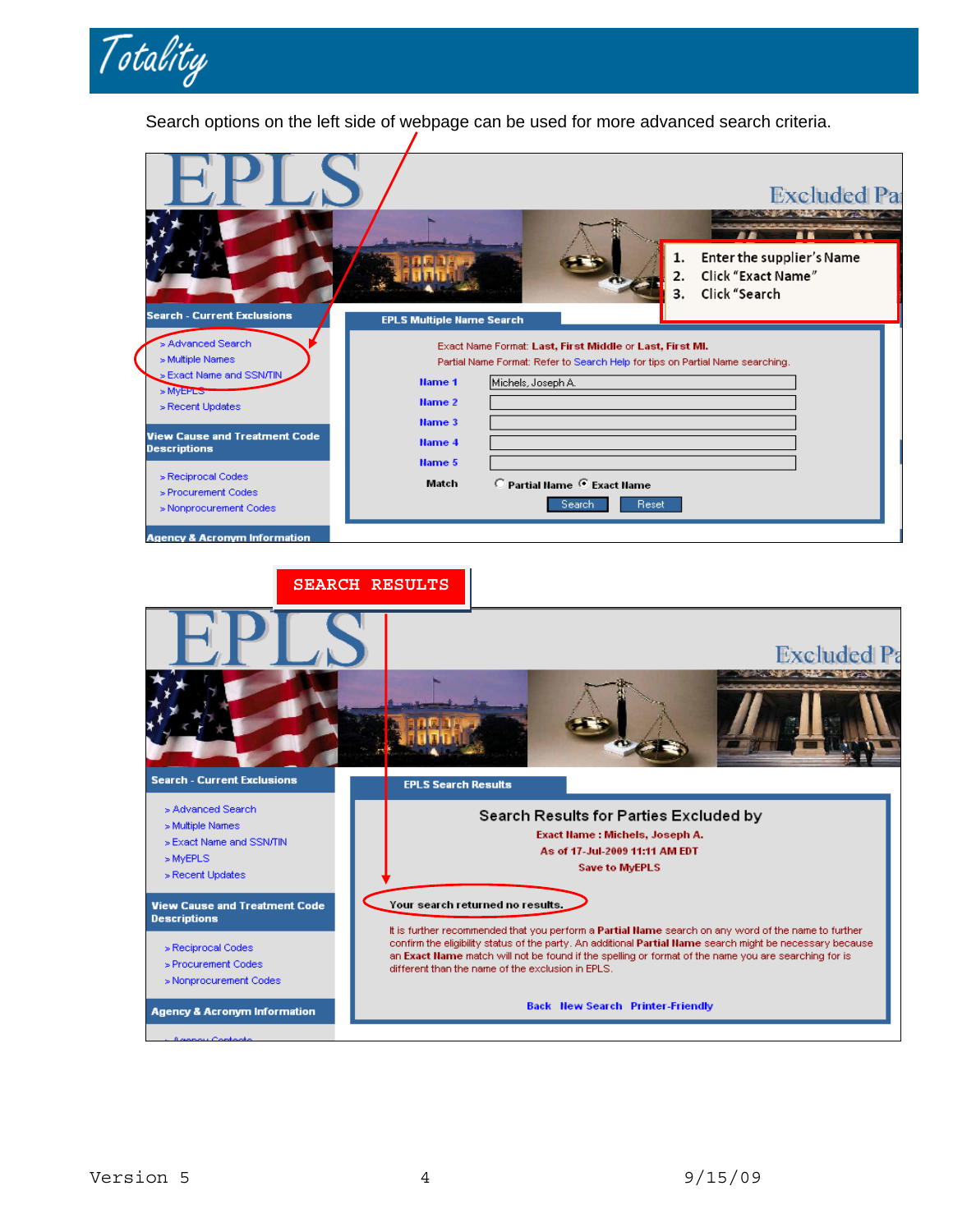Search options on the left side of webpage can be used for more advanced search criteria.

**Search - Current Exclusions**

- Advanced Search
- Multiple Names
- Exact Name and SSN/TIN
- MyEPLS
- Recent Updates

**View Cause and Treatment Code Descriptions**

- Reciprocal Codes
- Procurement Codes
- Nonprocurement Codes

**Agency & Acronym Information**

1. Enter the supplier's Name
2. Click "Exact Name"
3. Click "Search

**EPLS Multiple Name Search**

Exact Name Format: **Last, First Middle** or **Last, First MI.**

Partial Name Format: Refer to Search Help for tips on Partial Name searching.

| | |
|---|---|
| Name 1 | Michels, Joseph A. |
| Name 2 | |
| Name 3 | |
| Name 4 | |
| Name 5 | |
| Match | ○ Partial Name ◉ Exact Name |

Search Reset

**SEARCH RESULTS**

**EPLS Search Results**

**Search Results for Parties Excluded by**

**Exact Name : Michels, Joseph A.**

**As of 17-Jul-2009 11:11 AM EDT**

**Save to MyEPLS**

**Your search returned no results.**

It is further recommended that you perform a **Partial Name** search on any word of the name to further confirm the eligibility status of the party. An additional **Partial Name** search might be necessary because an **Exact Name** match will not be found if the spelling or format of the name you are searching for is different than the name of the exclusion in EPLS.

Back New Search Printer-Friendly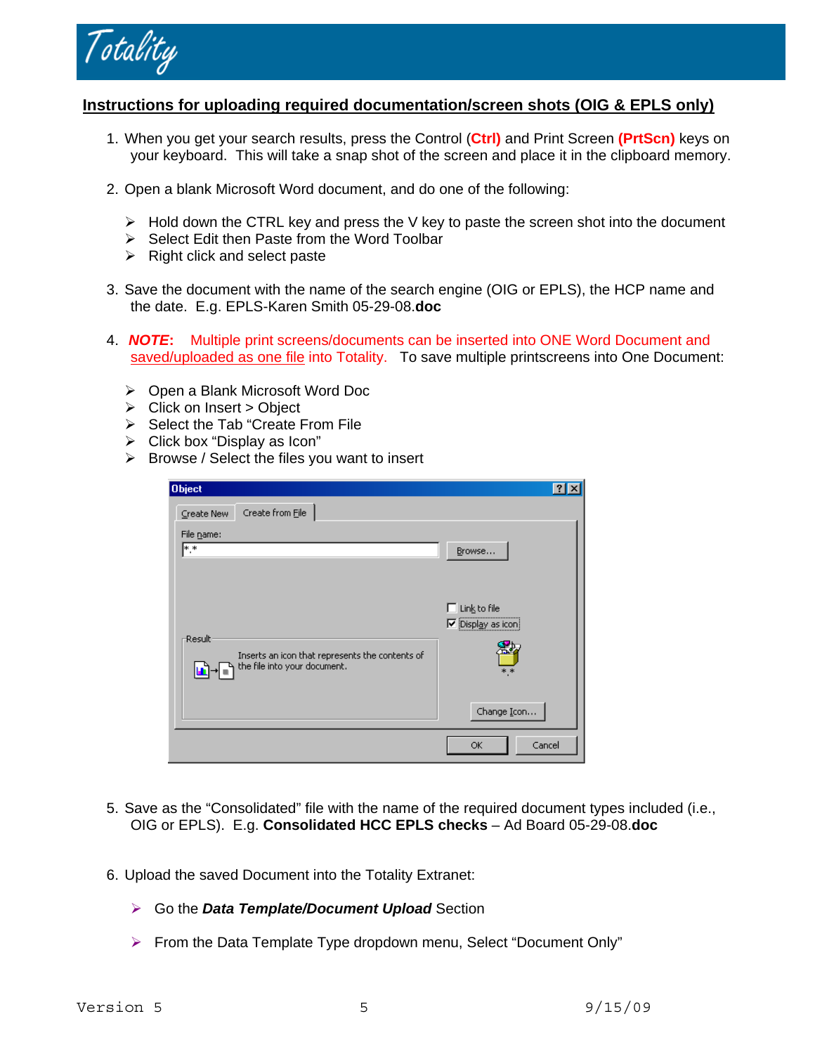**Instructions for uploading required documentation/screen shots (OIG & EPLS only)**

1. When you get your search results, press the Control (**Ctrl)** and Print Screen **(PrtScn)** keys on your keyboard. This will take a snap shot of the screen and place it in the clipboard memory.

2. Open a blank Microsoft Word document, and do one of the following:

   - Hold down the CTRL key and press the V key to paste the screen shot into the document
   - Select Edit then Paste from the Word Toolbar
   - Right click and select paste

3. Save the document with the name of the search engine (OIG or EPLS), the HCP name and the date. E.g. EPLS-Karen Smith 05-29-08.**doc**

4. ***NOTE*:** Multiple print screens/documents can be inserted into ONE Word Document and saved/uploaded as one file into Totality. To save multiple printscreens into One Document:

   - Open a Blank Microsoft Word Doc
   - Click on Insert > Object
   - Select the Tab "Create From File
   - Click box "Display as Icon"
   - Browse / Select the files you want to insert

5. Save as the "Consolidated" file with the name of the required document types included (i.e., OIG or EPLS). E.g. **Consolidated HCC EPLS checks** – Ad Board 05-29-08.**doc**

6. Upload the saved Document into the Totality Extranet:

   - Go the ***Data Template/Document Upload*** Section
   - From the Data Template Type dropdown menu, Select "Document Only"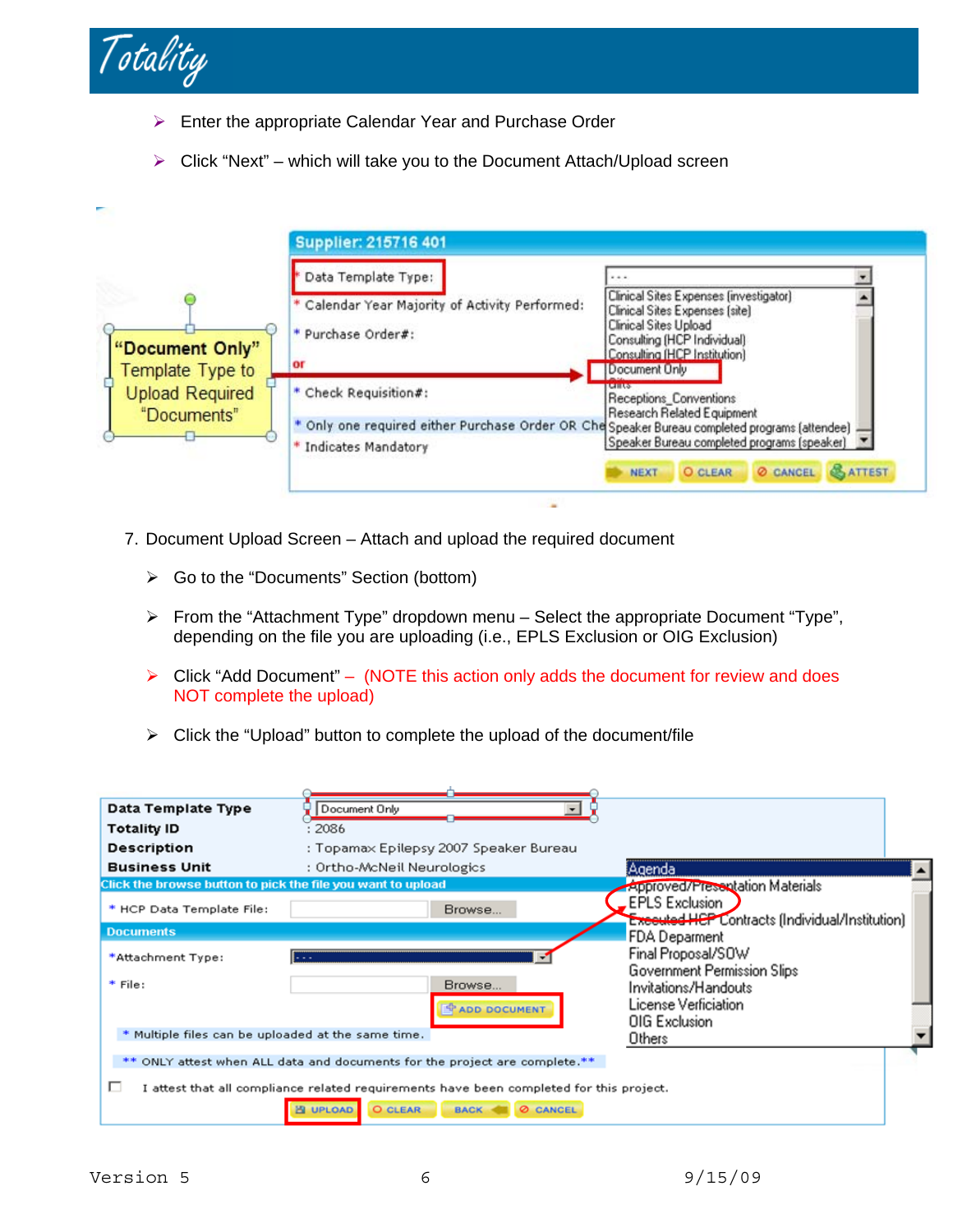- Enter the appropriate Calendar Year and Purchase Order
- Click "Next" – which will take you to the Document Attach/Upload screen

7. Document Upload Screen – Attach and upload the required document

- Go to the "Documents" Section (bottom)
- From the "Attachment Type" dropdown menu – Select the appropriate Document "Type", depending on the file you are uploading (i.e., EPLS Exclusion or OIG Exclusion)
- Click "Add Document" – (NOTE this action only adds the document for review and does NOT complete the upload)
- Click the "Upload" button to complete the upload of the document/file

Version 5 9/15/09